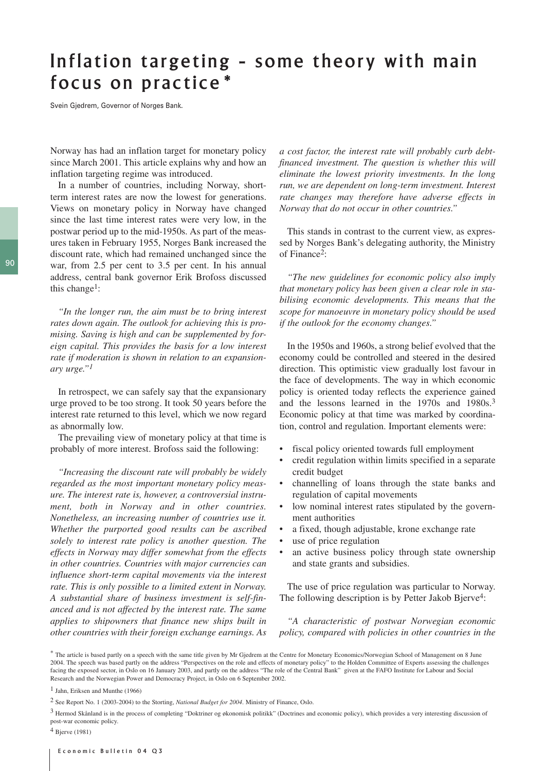# Inflation targeting – some theory with main focus on practice*

Svein Gjedrem, Governor of Norges Bank.

Norway has had an inflation target for monetary policy since March 2001. This article explains why and how an inflation targeting regime was introduced.

In a number of countries, including Norway, short-term interest rates are now the lowest for generations. Views on monetary policy in Norway have changed since the last time interest rates were very low, in the postwar period up to the mid-1950s. As part of the measures taken in February 1955, Norges Bank increased the discount rate, which had remained unchanged since the war, from 2.5 per cent to 3.5 per cent. In his annual address, central bank governor Erik Brofoss discussed this change[1]:

*"In the longer run, the aim must be to bring interest rates down again. The outlook for achieving this is promising. Saving is high and can be supplemented by foreign capital. This provides the basis for a low interest rate if moderation is shown in relation to an expansionary urge."[1]*

In retrospect, we can safely say that the expansionary urge proved to be too strong. It took 50 years before the interest rate returned to this level, which we now regard as abnormally low.

The prevailing view of monetary policy at that time is probably of more interest. Brofoss said the following:

*"Increasing the discount rate will probably be widely regarded as the most important monetary policy measure. The interest rate is, however, a controversial instrument, both in Norway and in other countries. Nonetheless, an increasing number of countries use it. Whether the purported good results can be ascribed solely to interest rate policy is another question. The effects in Norway may differ somewhat from the effects in other countries. Countries with major currencies can influence short-term capital movements via the interest rate. This is only possible to a limited extent in Norway. A substantial share of business investment is self-financed and is not affected by the interest rate. The same applies to shipowners that finance new ships built in other countries with their foreign exchange earnings. As a cost factor, the interest rate will probably curb debt-financed investment. The question is whether this will eliminate the lowest priority investments. In the long run, we are dependent on long-term investment. Interest rate changes may therefore have adverse effects in Norway that do not occur in other countries."*

This stands in contrast to the current view, as expressed by Norges Bank's delegating authority, the Ministry of Finance[2]:

*"The new guidelines for economic policy also imply that monetary policy has been given a clear role in stabilising economic developments. This means that the scope for manoeuvre in monetary policy should be used if the outlook for the economy changes."*

In the 1950s and 1960s, a strong belief evolved that the economy could be controlled and steered in the desired direction. This optimistic view gradually lost favour in the face of developments. The way in which economic policy is oriented today reflects the experience gained and the lessons learned in the 1970s and 1980s.[3] Economic policy at that time was marked by coordination, control and regulation. Important elements were:

- fiscal policy oriented towards full employment
- credit regulation within limits specified in a separate credit budget
- channelling of loans through the state banks and regulation of capital movements
- low nominal interest rates stipulated by the government authorities
- a fixed, though adjustable, krone exchange rate
- use of price regulation
- an active business policy through state ownership and state grants and subsidies.

The use of price regulation was particular to Norway. The following description is by Petter Jakob Bjerve[4]:

*"A characteristic of postwar Norwegian economic policy, compared with policies in other countries in the*

---

\* The article is based partly on a speech with the same title given by Mr Gjedrem at the Centre for Monetary Economics/Norwegian School of Management on 8 June 2004. The speech was based partly on the address "Perspectives on the role and effects of monetary policy" to the Holden Committee of Experts assessing the challenges facing the exposed sector, in Oslo on 16 January 2003, and partly on the address "The role of the Central Bank" given at the FAFO Institute for Labour and Social Research and the Norwegian Power and Democracy Project, in Oslo on 6 September 2002.

[1] Jahn, Eriksen and Munthe (1966)

[2] See Report No. 1 (2003-2004) to the Storting, *National Budget for 2004*. Ministry of Finance, Oslo.

[3] Hermod Skånland is in the process of completing "Doktriner og økonomisk politikk" (Doctrines and economic policy), which provides a very interesting discussion of post-war economic policy.

[4] Bjerve (1981)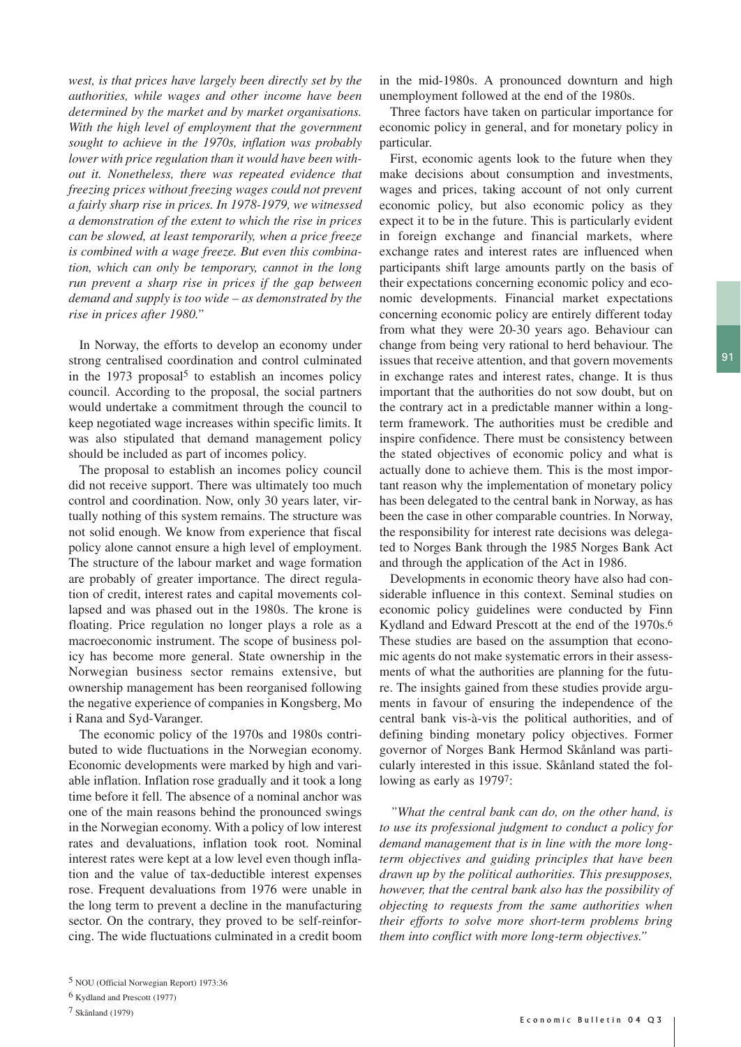*west, is that prices have largely been directly set by the authorities, while wages and other income have been determined by the market and by market organisations. With the high level of employment that the government sought to achieve in the 1970s, inflation was probably lower with price regulation than it would have been without it. Nonetheless, there was repeated evidence that freezing prices without freezing wages could not prevent a fairly sharp rise in prices. In 1978-1979, we witnessed a demonstration of the extent to which the rise in prices can be slowed, at least temporarily, when a price freeze is combined with a wage freeze. But even this combination, which can only be temporary, cannot in the long run prevent a sharp rise in prices if the gap between demand and supply is too wide – as demonstrated by the rise in prices after 1980."*

In Norway, the efforts to develop an economy under strong centralised coordination and control culminated in the 1973 proposal[5] to establish an incomes policy council. According to the proposal, the social partners would undertake a commitment through the council to keep negotiated wage increases within specific limits. It was also stipulated that demand management policy should be included as part of incomes policy.

The proposal to establish an incomes policy council did not receive support. There was ultimately too much control and coordination. Now, only 30 years later, virtually nothing of this system remains. The structure was not solid enough. We know from experience that fiscal policy alone cannot ensure a high level of employment. The structure of the labour market and wage formation are probably of greater importance. The direct regulation of credit, interest rates and capital movements collapsed and was phased out in the 1980s. The krone is floating. Price regulation no longer plays a role as a macroeconomic instrument. The scope of business policy has become more general. State ownership in the Norwegian business sector remains extensive, but ownership management has been reorganised following the negative experience of companies in Kongsberg, Mo i Rana and Syd-Varanger.

The economic policy of the 1970s and 1980s contributed to wide fluctuations in the Norwegian economy. Economic developments were marked by high and variable inflation. Inflation rose gradually and it took a long time before it fell. The absence of a nominal anchor was one of the main reasons behind the pronounced swings in the Norwegian economy. With a policy of low interest rates and devaluations, inflation took root. Nominal interest rates were kept at a low level even though inflation and the value of tax-deductible interest expenses rose. Frequent devaluations from 1976 were unable in the long term to prevent a decline in the manufacturing sector. On the contrary, they proved to be self-reinforcing. The wide fluctuations culminated in a credit boom in the mid-1980s. A pronounced downturn and high unemployment followed at the end of the 1980s.

Three factors have taken on particular importance for economic policy in general, and for monetary policy in particular.

First, economic agents look to the future when they make decisions about consumption and investments, wages and prices, taking account of not only current economic policy, but also economic policy as they expect it to be in the future. This is particularly evident in foreign exchange and financial markets, where exchange rates and interest rates are influenced when participants shift large amounts partly on the basis of their expectations concerning economic policy and economic developments. Financial market expectations concerning economic policy are entirely different today from what they were 20-30 years ago. Behaviour can change from being very rational to herd behaviour. The issues that receive attention, and that govern movements in exchange rates and interest rates, change. It is thus important that the authorities do not sow doubt, but on the contrary act in a predictable manner within a long-term framework. The authorities must be credible and inspire confidence. There must be consistency between the stated objectives of economic policy and what is actually done to achieve them. This is the most important reason why the implementation of monetary policy has been delegated to the central bank in Norway, as has been the case in other comparable countries. In Norway, the responsibility for interest rate decisions was delegated to Norges Bank through the 1985 Norges Bank Act and through the application of the Act in 1986.

Developments in economic theory have also had considerable influence in this context. Seminal studies on economic policy guidelines were conducted by Finn Kydland and Edward Prescott at the end of the 1970s.[6] These studies are based on the assumption that economic agents do not make systematic errors in their assessments of what the authorities are planning for the future. The insights gained from these studies provide arguments in favour of ensuring the independence of the central bank vis-à-vis the political authorities, and of defining binding monetary policy objectives. Former governor of Norges Bank Hermod Skånland was particularly interested in this issue. Skånland stated the following as early as 1979[7]:

*"What the central bank can do, on the other hand, is to use its professional judgment to conduct a policy for demand management that is in line with the more long-term objectives and guiding principles that have been drawn up by the political authorities. This presupposes, however, that the central bank also has the possibility of objecting to requests from the same authorities when their efforts to solve more short-term problems bring them into conflict with more long-term objectives."*

[5] NOU (Official Norwegian Report) 1973:36

[6] Kydland and Prescott (1977)

[7] Skånland (1979)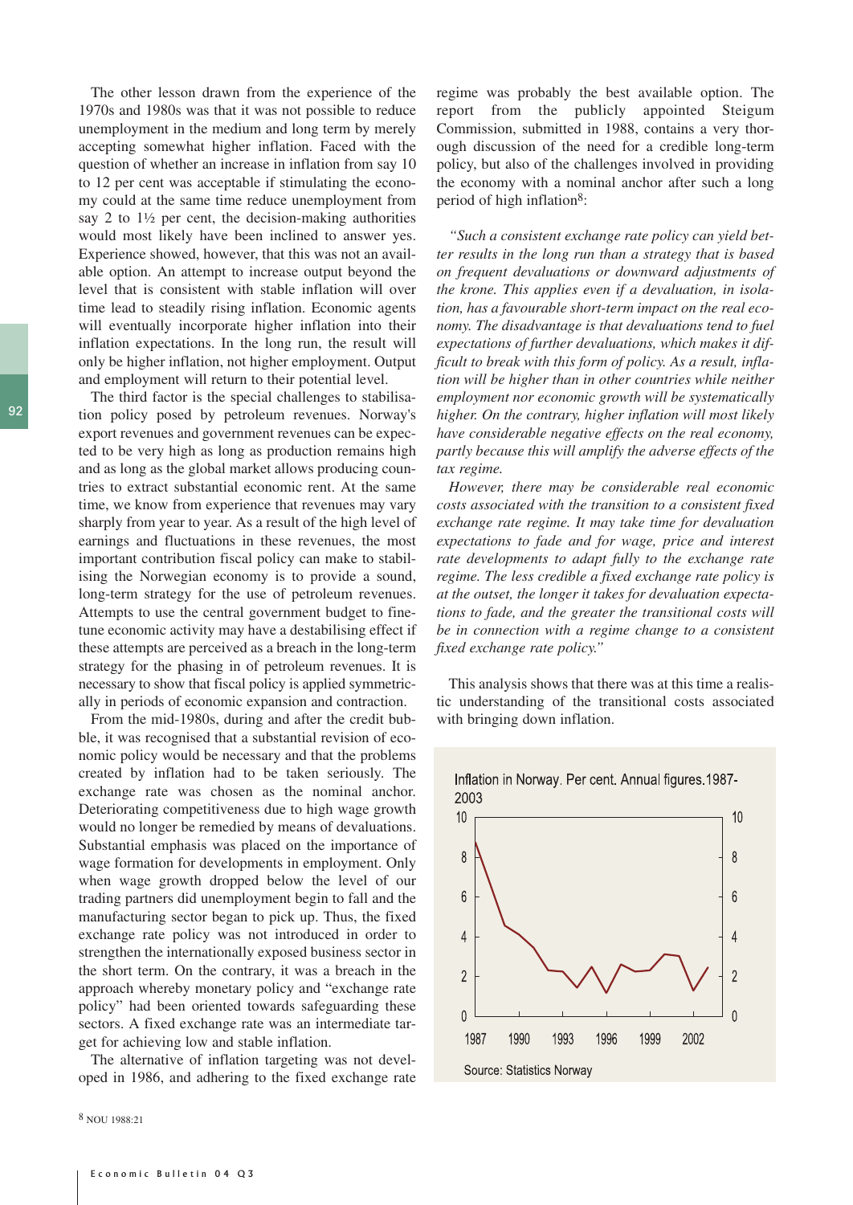The other lesson drawn from the experience of the 1970s and 1980s was that it was not possible to reduce unemployment in the medium and long term by merely accepting somewhat higher inflation. Faced with the question of whether an increase in inflation from say 10 to 12 per cent was acceptable if stimulating the economy could at the same time reduce unemployment from say 2 to 1½ per cent, the decision-making authorities would most likely have been inclined to answer yes. Experience showed, however, that this was not an available option. An attempt to increase output beyond the level that is consistent with stable inflation will over time lead to steadily rising inflation. Economic agents will eventually incorporate higher inflation into their inflation expectations. In the long run, the result will only be higher inflation, not higher employment. Output and employment will return to their potential level.

The third factor is the special challenges to stabilisation policy posed by petroleum revenues. Norway's export revenues and government revenues can be expected to be very high as long as production remains high and as long as the global market allows producing countries to extract substantial economic rent. At the same time, we know from experience that revenues may vary sharply from year to year. As a result of the high level of earnings and fluctuations in these revenues, the most important contribution fiscal policy can make to stabilising the Norwegian economy is to provide a sound, long-term strategy for the use of petroleum revenues. Attempts to use the central government budget to fine-tune economic activity may have a destabilising effect if these attempts are perceived as a breach in the long-term strategy for the phasing in of petroleum revenues. It is necessary to show that fiscal policy is applied symmetrically in periods of economic expansion and contraction.

From the mid-1980s, during and after the credit bubble, it was recognised that a substantial revision of economic policy would be necessary and that the problems created by inflation had to be taken seriously. The exchange rate was chosen as the nominal anchor. Deteriorating competitiveness due to high wage growth would no longer be remedied by means of devaluations. Substantial emphasis was placed on the importance of wage formation for developments in employment. Only when wage growth dropped below the level of our trading partners did unemployment begin to fall and the manufacturing sector began to pick up. Thus, the fixed exchange rate policy was not introduced in order to strengthen the internationally exposed business sector in the short term. On the contrary, it was a breach in the approach whereby monetary policy and "exchange rate policy" had been oriented towards safeguarding these sectors. A fixed exchange rate was an intermediate target for achieving low and stable inflation.

The alternative of inflation targeting was not developed in 1986, and adhering to the fixed exchange rate regime was probably the best available option. The report from the publicly appointed Steigum Commission, submitted in 1988, contains a very thorough discussion of the need for a credible long-term policy, but also of the challenges involved in providing the economy with a nominal anchor after such a long period of high inflation[8]:

*"Such a consistent exchange rate policy can yield better results in the long run than a strategy that is based on frequent devaluations or downward adjustments of the krone. This applies even if a devaluation, in isolation, has a favourable short-term impact on the real economy. The disadvantage is that devaluations tend to fuel expectations of further devaluations, which makes it difficult to break with this form of policy. As a result, inflation will be higher than in other countries while neither employment nor economic growth will be systematically higher. On the contrary, higher inflation will most likely have considerable negative effects on the real economy, partly because this will amplify the adverse effects of the tax regime.*

*However, there may be considerable real economic costs associated with the transition to a consistent fixed exchange rate regime. It may take time for devaluation expectations to fade and for wage, price and interest rate developments to adapt fully to the exchange rate regime. The less credible a fixed exchange rate policy is at the outset, the longer it takes for devaluation expectations to fade, and the greater the transitional costs will be in connection with a regime change to a consistent fixed exchange rate policy."*

This analysis shows that there was at this time a realistic understanding of the transitional costs associated with bringing down inflation.

Inflation in Norway. Per cent. Annual figures.1987-2003

Source: Statistics Norway

[8] NOU 1988:21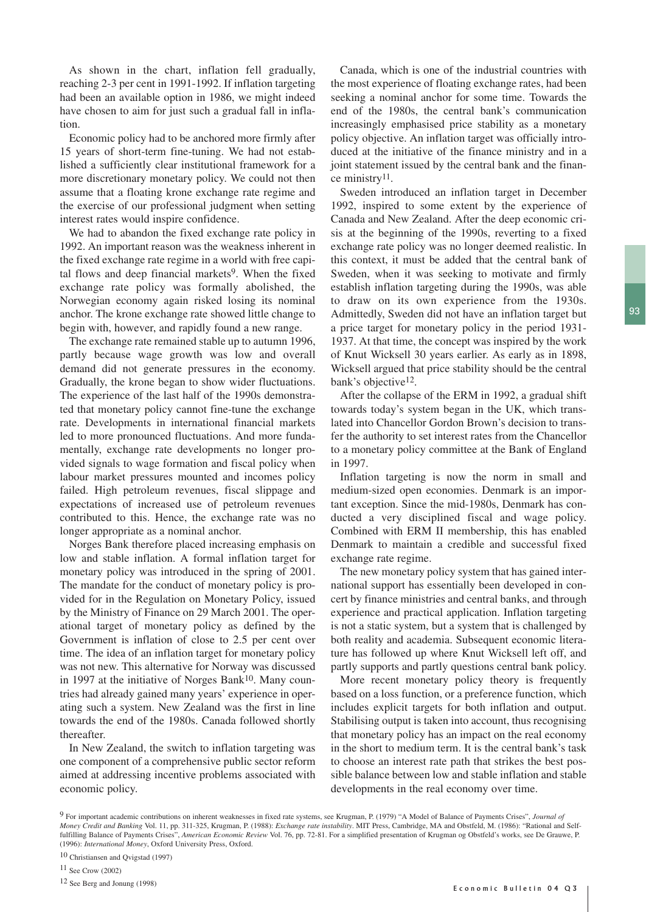As shown in the chart, inflation fell gradually, reaching 2-3 per cent in 1991-1992. If inflation targeting had been an available option in 1986, we might indeed have chosen to aim for just such a gradual fall in inflation.

Economic policy had to be anchored more firmly after 15 years of short-term fine-tuning. We had not established a sufficiently clear institutional framework for a more discretionary monetary policy. We could not then assume that a floating krone exchange rate regime and the exercise of our professional judgment when setting interest rates would inspire confidence.

We had to abandon the fixed exchange rate policy in 1992. An important reason was the weakness inherent in the fixed exchange rate regime in a world with free capital flows and deep financial markets[9]. When the fixed exchange rate policy was formally abolished, the Norwegian economy again risked losing its nominal anchor. The krone exchange rate showed little change to begin with, however, and rapidly found a new range.

The exchange rate remained stable up to autumn 1996, partly because wage growth was low and overall demand did not generate pressures in the economy. Gradually, the krone began to show wider fluctuations. The experience of the last half of the 1990s demonstrated that monetary policy cannot fine-tune the exchange rate. Developments in international financial markets led to more pronounced fluctuations. And more fundamentally, exchange rate developments no longer provided signals to wage formation and fiscal policy when labour market pressures mounted and incomes policy failed. High petroleum revenues, fiscal slippage and expectations of increased use of petroleum revenues contributed to this. Hence, the exchange rate was no longer appropriate as a nominal anchor.

Norges Bank therefore placed increasing emphasis on low and stable inflation. A formal inflation target for monetary policy was introduced in the spring of 2001. The mandate for the conduct of monetary policy is provided for in the Regulation on Monetary Policy, issued by the Ministry of Finance on 29 March 2001. The operational target of monetary policy as defined by the Government is inflation of close to 2.5 per cent over time. The idea of an inflation target for monetary policy was not new. This alternative for Norway was discussed in 1997 at the initiative of Norges Bank[10]. Many countries had already gained many years' experience in operating such a system. New Zealand was the first in line towards the end of the 1980s. Canada followed shortly thereafter.

In New Zealand, the switch to inflation targeting was one component of a comprehensive public sector reform aimed at addressing incentive problems associated with economic policy.

Canada, which is one of the industrial countries with the most experience of floating exchange rates, had been seeking a nominal anchor for some time. Towards the end of the 1980s, the central bank's communication increasingly emphasised price stability as a monetary policy objective. An inflation target was officially introduced at the initiative of the finance ministry and in a joint statement issued by the central bank and the finance ministry[11].

Sweden introduced an inflation target in December 1992, inspired to some extent by the experience of Canada and New Zealand. After the deep economic crisis at the beginning of the 1990s, reverting to a fixed exchange rate policy was no longer deemed realistic. In this context, it must be added that the central bank of Sweden, when it was seeking to motivate and firmly establish inflation targeting during the 1990s, was able to draw on its own experience from the 1930s. Admittedly, Sweden did not have an inflation target but a price target for monetary policy in the period 1931-1937. At that time, the concept was inspired by the work of Knut Wicksell 30 years earlier. As early as in 1898, Wicksell argued that price stability should be the central bank's objective[12].

After the collapse of the ERM in 1992, a gradual shift towards today's system began in the UK, which translated into Chancellor Gordon Brown's decision to transfer the authority to set interest rates from the Chancellor to a monetary policy committee at the Bank of England in 1997.

Inflation targeting is now the norm in small and medium-sized open economies. Denmark is an important exception. Since the mid-1980s, Denmark has conducted a very disciplined fiscal and wage policy. Combined with ERM II membership, this has enabled Denmark to maintain a credible and successful fixed exchange rate regime.

The new monetary policy system that has gained international support has essentially been developed in concert by finance ministries and central banks, and through experience and practical application. Inflation targeting is not a static system, but a system that is challenged by both reality and academia. Subsequent economic literature has followed up where Knut Wicksell left off, and partly supports and partly questions central bank policy.

More recent monetary policy theory is frequently based on a loss function, or a preference function, which includes explicit targets for both inflation and output. Stabilising output is taken into account, thus recognising that monetary policy has an impact on the real economy in the short to medium term. It is the central bank's task to choose an interest rate path that strikes the best possible balance between low and stable inflation and stable developments in the real economy over time.

---

[9] For important academic contributions on inherent weaknesses in fixed rate systems, see Krugman, P. (1979) "A Model of Balance of Payments Crises", *Journal of Money Credit and Banking* Vol. 11, pp. 311-325, Krugman, P. (1988): *Exchange rate instability*. MIT Press, Cambridge, MA and Obstfeld, M. (1986): "Rational and Self-fulfilling Balance of Payments Crises", *American Economic Review* Vol. 76, pp. 72-81. For a simplified presentation of Krugman og Obstfeld's works, see De Grauwe, P. (1996): *International Money*, Oxford University Press, Oxford.

[10] Christiansen and Qvigstad (1997)

[11] See Crow (2002)

[12] See Berg and Jonung (1998)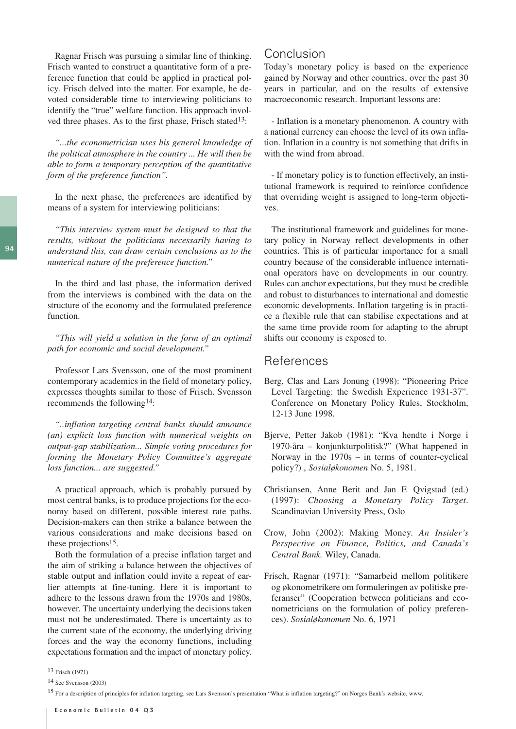Ragnar Frisch was pursuing a similar line of thinking. Frisch wanted to construct a quantitative form of a preference function that could be applied in practical policy. Frisch delved into the matter. For example, he devoted considerable time to interviewing politicians to identify the "true" welfare function. His approach involved three phases. As to the first phase, Frisch stated[13]:

*"...the econometrician uses his general knowledge of the political atmosphere in the country ... He will then be able to form a temporary perception of the quantitative form of the preference function".*

In the next phase, the preferences are identified by means of a system for interviewing politicians:

*"This interview system must be designed so that the results, without the politicians necessarily having to understand this, can draw certain conclusions as to the numerical nature of the preference function."*

In the third and last phase, the information derived from the interviews is combined with the data on the structure of the economy and the formulated preference function.

*"This will yield a solution in the form of an optimal path for economic and social development."*

Professor Lars Svensson, one of the most prominent contemporary academics in the field of monetary policy, expresses thoughts similar to those of Frisch. Svensson recommends the following[14]:

*"..inflation targeting central banks should announce (an) explicit loss function with numerical weights on output-gap stabilization... Simple voting procedures for forming the Monetary Policy Committee's aggregate loss function... are suggested."*

A practical approach, which is probably pursued by most central banks, is to produce projections for the economy based on different, possible interest rate paths. Decision-makers can then strike a balance between the various considerations and make decisions based on these projections[15].

Both the formulation of a precise inflation target and the aim of striking a balance between the objectives of stable output and inflation could invite a repeat of earlier attempts at fine-tuning. Here it is important to adhere to the lessons drawn from the 1970s and 1980s, however. The uncertainty underlying the decisions taken must not be underestimated. There is uncertainty as to the current state of the economy, the underlying driving forces and the way the economy functions, including expectations formation and the impact of monetary policy.

## Conclusion

Today's monetary policy is based on the experience gained by Norway and other countries, over the past 30 years in particular, and on the results of extensive macroeconomic research. Important lessons are:

- Inflation is a monetary phenomenon. A country with a national currency can choose the level of its own inflation. Inflation in a country is not something that drifts in with the wind from abroad.

- If monetary policy is to function effectively, an institutional framework is required to reinforce confidence that overriding weight is assigned to long-term objectives.

The institutional framework and guidelines for monetary policy in Norway reflect developments in other countries. This is of particular importance for a small country because of the considerable influence international operators have on developments in our country. Rules can anchor expectations, but they must be credible and robust to disturbances to international and domestic economic developments. Inflation targeting is in practice a flexible rule that can stabilise expectations and at the same time provide room for adapting to the abrupt shifts our economy is exposed to.

## References

Berg, Clas and Lars Jonung (1998): "Pioneering Price Level Targeting: the Swedish Experience 1931-37". Conference on Monetary Policy Rules, Stockholm, 12-13 June 1998.

Bjerve, Petter Jakob (1981): "Kva hendte i Norge i 1970-åra – konjunkturpolitisk?" (What happened in Norway in the 1970s – in terms of counter-cyclical policy?) , *Sosialøkonomen* No. 5, 1981.

Christiansen, Anne Berit and Jan F. Qvigstad (ed.) (1997): *Choosing a Monetary Policy Target*. Scandinavian University Press, Oslo

Crow, John (2002): Making Money. *An Insider's Perspective on Finance, Politics, and Canada's Central Bank.* Wiley, Canada.

Frisch, Ragnar (1971): "Samarbeid mellom politikere og økonometrikere om formuleringen av politiske preferanser" (Cooperation between politicians and econometricians on the formulation of policy preferences). *Sosialøkonomen* No. 6, 1971

[13] Frisch (1971)

[14] See Svensson (2003)

[15] For a description of principles for inflation targeting, see Lars Svensson's presentation "What is inflation targeting?" on Norges Bank's website, www.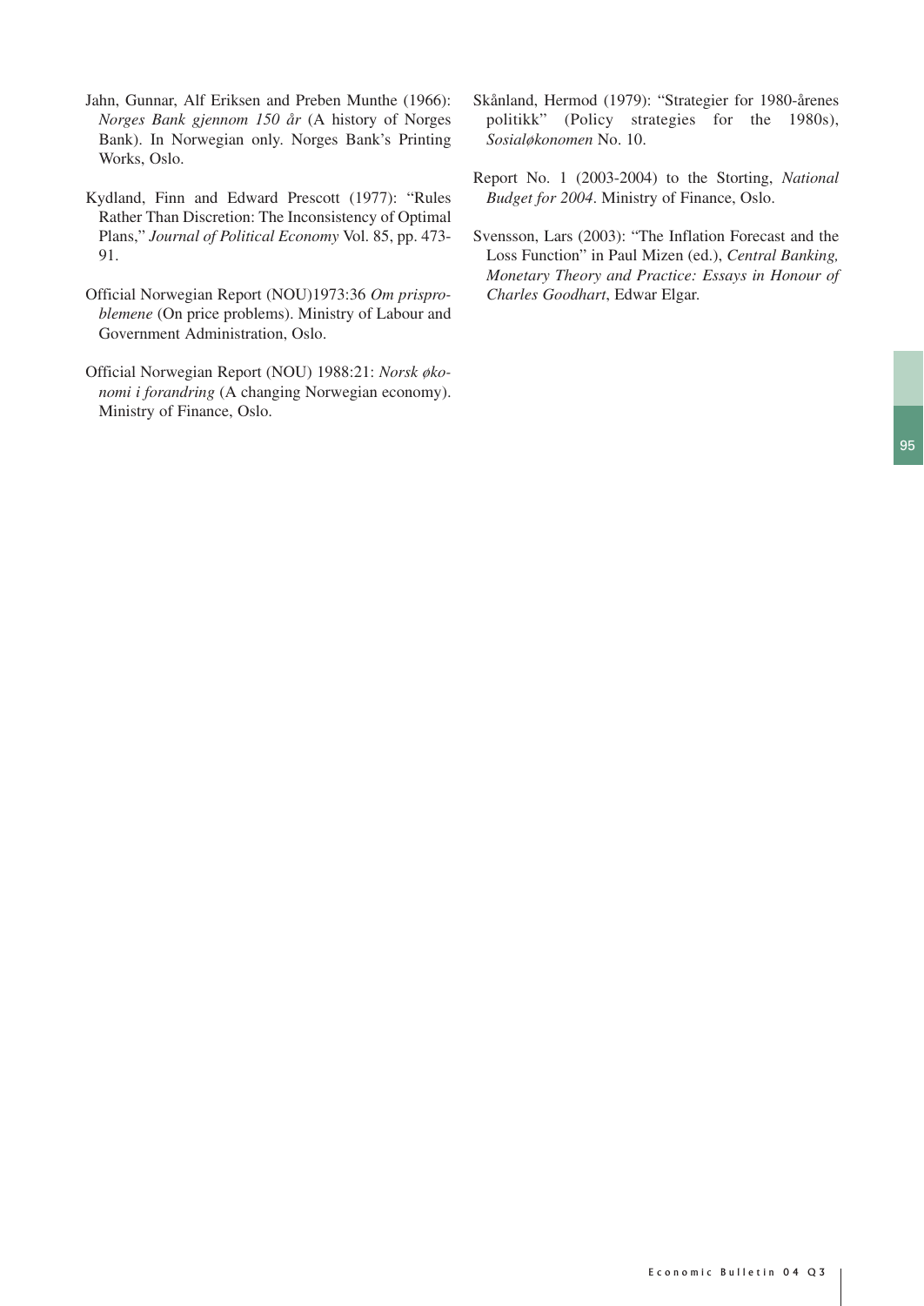Jahn, Gunnar, Alf Eriksen and Preben Munthe (1966): *Norges Bank gjennom 150 år* (A history of Norges Bank). In Norwegian only. Norges Bank's Printing Works, Oslo.

Kydland, Finn and Edward Prescott (1977): "Rules Rather Than Discretion: The Inconsistency of Optimal Plans," *Journal of Political Economy* Vol. 85, pp. 473-91.

Official Norwegian Report (NOU)1973:36 *Om prisproblemene* (On price problems). Ministry of Labour and Government Administration, Oslo.

Official Norwegian Report (NOU) 1988:21: *Norsk økonomi i forandring* (A changing Norwegian economy). Ministry of Finance, Oslo.

Skånland, Hermod (1979): "Strategier for 1980-årenes politikk" (Policy strategies for the 1980s), *Sosialøkonomen* No. 10.

Report No. 1 (2003-2004) to the Storting, *National Budget for 2004*. Ministry of Finance, Oslo.

Svensson, Lars (2003): "The Inflation Forecast and the Loss Function" in Paul Mizen (ed.), *Central Banking, Monetary Theory and Practice: Essays in Honour of Charles Goodhart*, Edwar Elgar.